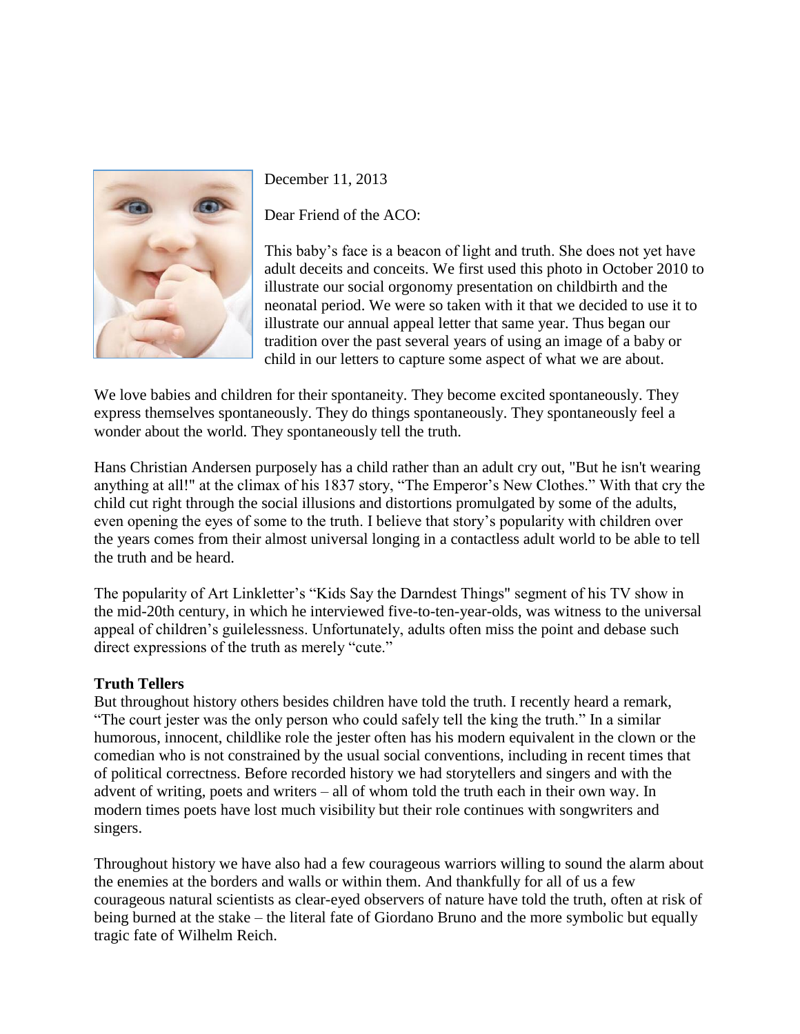December 11, 2013

Dear Friend of the ACO:

This baby's face is a beacon of light and truth. She does not yet have adult deceits and conceits. We first used this photo in October 2010 to illustrate our social orgonomy presentation on childbirth and the neonatal period. We were so taken with it that we decided to use it to illustrate our annual appeal letter that same year. Thus began our tradition over the past several years of using an image of a baby or child in our letters to capture some aspect of what we are about.

We love babies and children for their spontaneity. They become excited spontaneously. They express themselves spontaneously. They do things spontaneously. They spontaneously feel a wonder about the world. They spontaneously tell the truth.

Hans Christian Andersen purposely has a child rather than an adult cry out, "But he isn't wearing anything at all!" at the climax of his 1837 story, "The Emperor's New Clothes." With that cry the child cut right through the social illusions and distortions promulgated by some of the adults, even opening the eyes of some to the truth. I believe that story's popularity with children over the years comes from their almost universal longing in a contactless adult world to be able to tell the truth and be heard.

The popularity of Art Linkletter's "Kids Say the Darndest Things" segment of his TV show in the mid-20th century, in which he interviewed five-to-ten-year-olds, was witness to the universal appeal of children's guilelessness. Unfortunately, adults often miss the point and debase such direct expressions of the truth as merely "cute."

**Truth Tellers**

But throughout history others besides children have told the truth. I recently heard a remark, "The court jester was the only person who could safely tell the king the truth." In a similar humorous, innocent, childlike role the jester often has his modern equivalent in the clown or the comedian who is not constrained by the usual social conventions, including in recent times that of political correctness. Before recorded history we had storytellers and singers and with the advent of writing, poets and writers – all of whom told the truth each in their own way. In modern times poets have lost much visibility but their role continues with songwriters and singers.

Throughout history we have also had a few courageous warriors willing to sound the alarm about the enemies at the borders and walls or within them. And thankfully for all of us a few courageous natural scientists as clear-eyed observers of nature have told the truth, often at risk of being burned at the stake – the literal fate of Giordano Bruno and the more symbolic but equally tragic fate of Wilhelm Reich.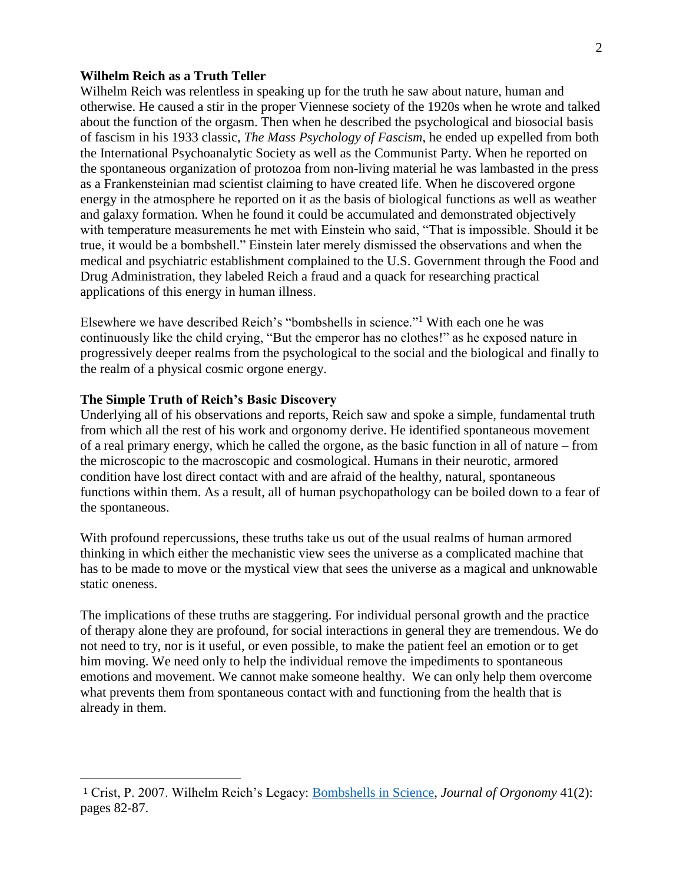**Wilhelm Reich as a Truth Teller**

Wilhelm Reich was relentless in speaking up for the truth he saw about nature, human and otherwise. He caused a stir in the proper Viennese society of the 1920s when he wrote and talked about the function of the orgasm. Then when he described the psychological and biosocial basis of fascism in his 1933 classic, *The Mass Psychology of Fascism*, he ended up expelled from both the International Psychoanalytic Society as well as the Communist Party. When he reported on the spontaneous organization of protozoa from non-living material he was lambasted in the press as a Frankensteinian mad scientist claiming to have created life. When he discovered orgone energy in the atmosphere he reported on it as the basis of biological functions as well as weather and galaxy formation. When he found it could be accumulated and demonstrated objectively with temperature measurements he met with Einstein who said, "That is impossible. Should it be true, it would be a bombshell." Einstein later merely dismissed the observations and when the medical and psychiatric establishment complained to the U.S. Government through the Food and Drug Administration, they labeled Reich a fraud and a quack for researching practical applications of this energy in human illness.

Elsewhere we have described Reich's "bombshells in science."[1] With each one he was continuously like the child crying, "But the emperor has no clothes!" as he exposed nature in progressively deeper realms from the psychological to the social and the biological and finally to the realm of a physical cosmic orgone energy.

**The Simple Truth of Reich's Basic Discovery**

Underlying all of his observations and reports, Reich saw and spoke a simple, fundamental truth from which all the rest of his work and orgonomy derive. He identified spontaneous movement of a real primary energy, which he called the orgone, as the basic function in all of nature – from the microscopic to the macroscopic and cosmological. Humans in their neurotic, armored condition have lost direct contact with and are afraid of the healthy, natural, spontaneous functions within them. As a result, all of human psychopathology can be boiled down to a fear of the spontaneous.

With profound repercussions, these truths take us out of the usual realms of human armored thinking in which either the mechanistic view sees the universe as a complicated machine that has to be made to move or the mystical view that sees the universe as a magical and unknowable static oneness.

The implications of these truths are staggering. For individual personal growth and the practice of therapy alone they are profound, for social interactions in general they are tremendous. We do not need to try, nor is it useful, or even possible, to make the patient feel an emotion or to get him moving. We need only to help the individual remove the impediments to spontaneous emotions and movement. We cannot make someone healthy. We can only help them overcome what prevents them from spontaneous contact with and functioning from the health that is already in them.

---

[1] Crist, P. 2007. Wilhelm Reich's Legacy: Bombshells in Science, *Journal of Orgonomy* 41(2): pages 82-87.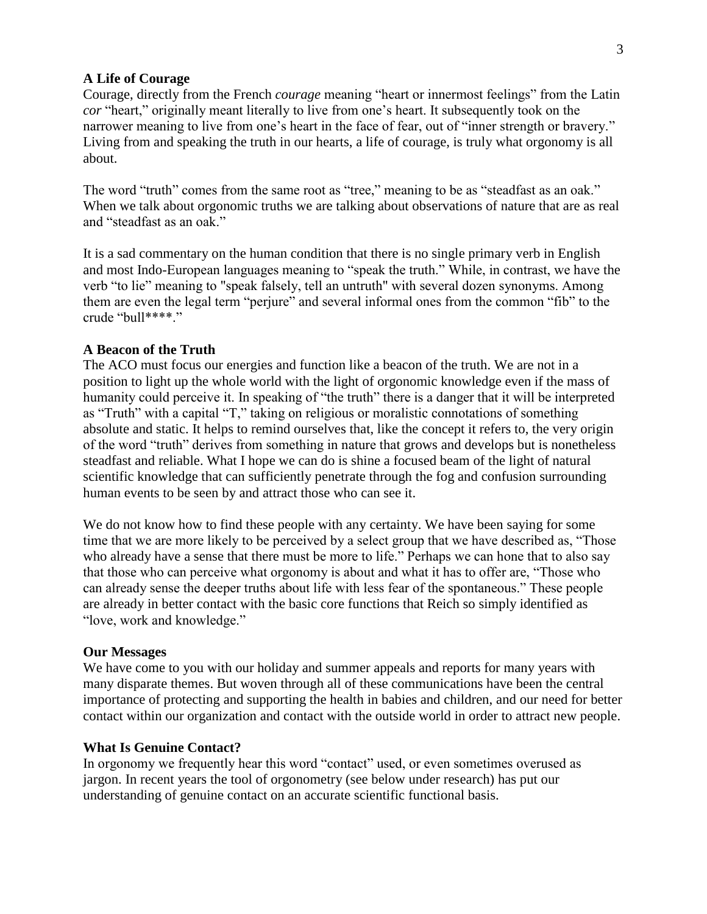### A Life of Courage

Courage, directly from the French *courage* meaning "heart or innermost feelings" from the Latin *cor* "heart," originally meant literally to live from one's heart. It subsequently took on the narrower meaning to live from one's heart in the face of fear, out of "inner strength or bravery." Living from and speaking the truth in our hearts, a life of courage, is truly what orgonomy is all about.

The word "truth" comes from the same root as "tree," meaning to be as "steadfast as an oak." When we talk about orgonomic truths we are talking about observations of nature that are as real and "steadfast as an oak."

It is a sad commentary on the human condition that there is no single primary verb in English and most Indo-European languages meaning to "speak the truth." While, in contrast, we have the verb "to lie" meaning to "speak falsely, tell an untruth" with several dozen synonyms. Among them are even the legal term "perjure" and several informal ones from the common "fib" to the crude "bull****."

### A Beacon of the Truth

The ACO must focus our energies and function like a beacon of the truth. We are not in a position to light up the whole world with the light of orgonomic knowledge even if the mass of humanity could perceive it. In speaking of "the truth" there is a danger that it will be interpreted as "Truth" with a capital "T," taking on religious or moralistic connotations of something absolute and static. It helps to remind ourselves that, like the concept it refers to, the very origin of the word "truth" derives from something in nature that grows and develops but is nonetheless steadfast and reliable. What I hope we can do is shine a focused beam of the light of natural scientific knowledge that can sufficiently penetrate through the fog and confusion surrounding human events to be seen by and attract those who can see it.

We do not know how to find these people with any certainty. We have been saying for some time that we are more likely to be perceived by a select group that we have described as, "Those who already have a sense that there must be more to life." Perhaps we can hone that to also say that those who can perceive what orgonomy is about and what it has to offer are, "Those who can already sense the deeper truths about life with less fear of the spontaneous." These people are already in better contact with the basic core functions that Reich so simply identified as "love, work and knowledge."

### Our Messages

We have come to you with our holiday and summer appeals and reports for many years with many disparate themes. But woven through all of these communications have been the central importance of protecting and supporting the health in babies and children, and our need for better contact within our organization and contact with the outside world in order to attract new people.

### What Is Genuine Contact?

In orgonomy we frequently hear this word "contact" used, or even sometimes overused as jargon. In recent years the tool of orgonometry (see below under research) has put our understanding of genuine contact on an accurate scientific functional basis.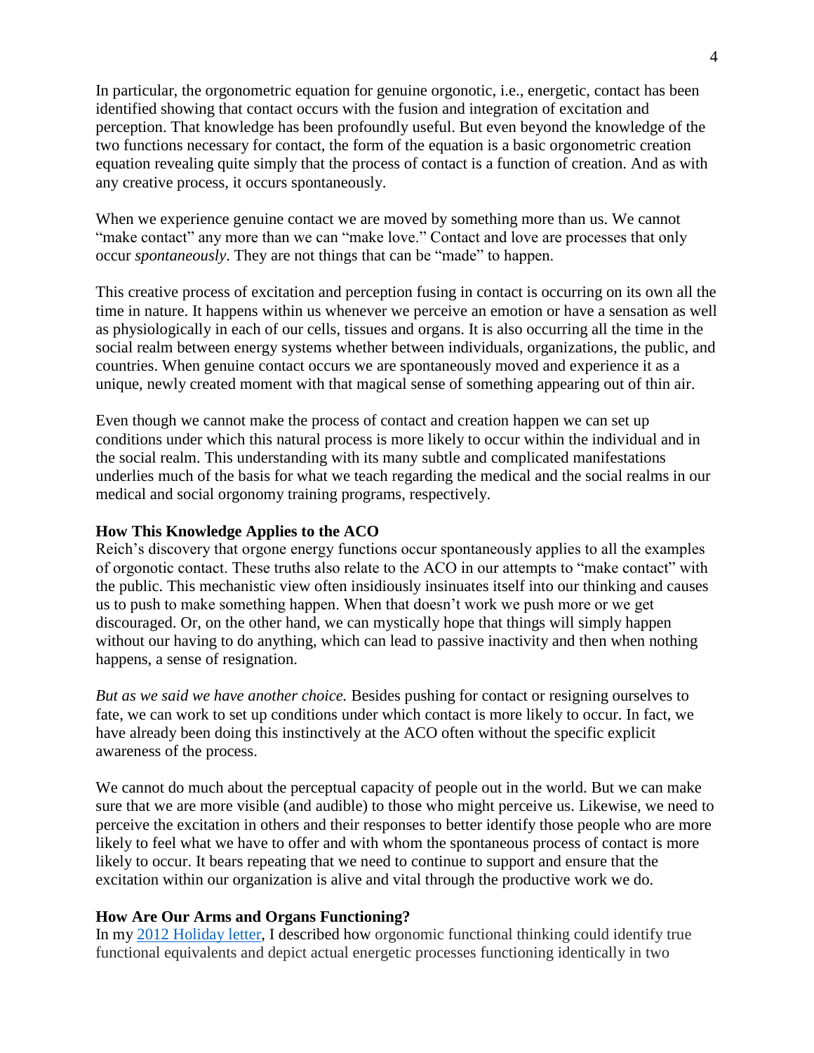In particular, the orgonometric equation for genuine orgonotic, i.e., energetic, contact has been identified showing that contact occurs with the fusion and integration of excitation and perception. That knowledge has been profoundly useful. But even beyond the knowledge of the two functions necessary for contact, the form of the equation is a basic orgonometric creation equation revealing quite simply that the process of contact is a function of creation. And as with any creative process, it occurs spontaneously.

When we experience genuine contact we are moved by something more than us. We cannot "make contact" any more than we can "make love." Contact and love are processes that only occur *spontaneously*. They are not things that can be "made" to happen.

This creative process of excitation and perception fusing in contact is occurring on its own all the time in nature. It happens within us whenever we perceive an emotion or have a sensation as well as physiologically in each of our cells, tissues and organs. It is also occurring all the time in the social realm between energy systems whether between individuals, organizations, the public, and countries. When genuine contact occurs we are spontaneously moved and experience it as a unique, newly created moment with that magical sense of something appearing out of thin air.

Even though we cannot make the process of contact and creation happen we can set up conditions under which this natural process is more likely to occur within the individual and in the social realm. This understanding with its many subtle and complicated manifestations underlies much of the basis for what we teach regarding the medical and the social realms in our medical and social orgonomy training programs, respectively.

**How This Knowledge Applies to the ACO**

Reich's discovery that orgone energy functions occur spontaneously applies to all the examples of orgonotic contact. These truths also relate to the ACO in our attempts to "make contact" with the public. This mechanistic view often insidiously insinuates itself into our thinking and causes us to push to make something happen. When that doesn't work we push more or we get discouraged. Or, on the other hand, we can mystically hope that things will simply happen without our having to do anything, which can lead to passive inactivity and then when nothing happens, a sense of resignation.

*But as we said we have another choice.* Besides pushing for contact or resigning ourselves to fate, we can work to set up conditions under which contact is more likely to occur. In fact, we have already been doing this instinctively at the ACO often without the specific explicit awareness of the process.

We cannot do much about the perceptual capacity of people out in the world. But we can make sure that we are more visible (and audible) to those who might perceive us. Likewise, we need to perceive the excitation in others and their responses to better identify those people who are more likely to feel what we have to offer and with whom the spontaneous process of contact is more likely to occur. It bears repeating that we need to continue to support and ensure that the excitation within our organization is alive and vital through the productive work we do.

**How Are Our Arms and Organs Functioning?**

In my [2012 Holiday letter](), I described how orgonomic functional thinking could identify true functional equivalents and depict actual energetic processes functioning identically in two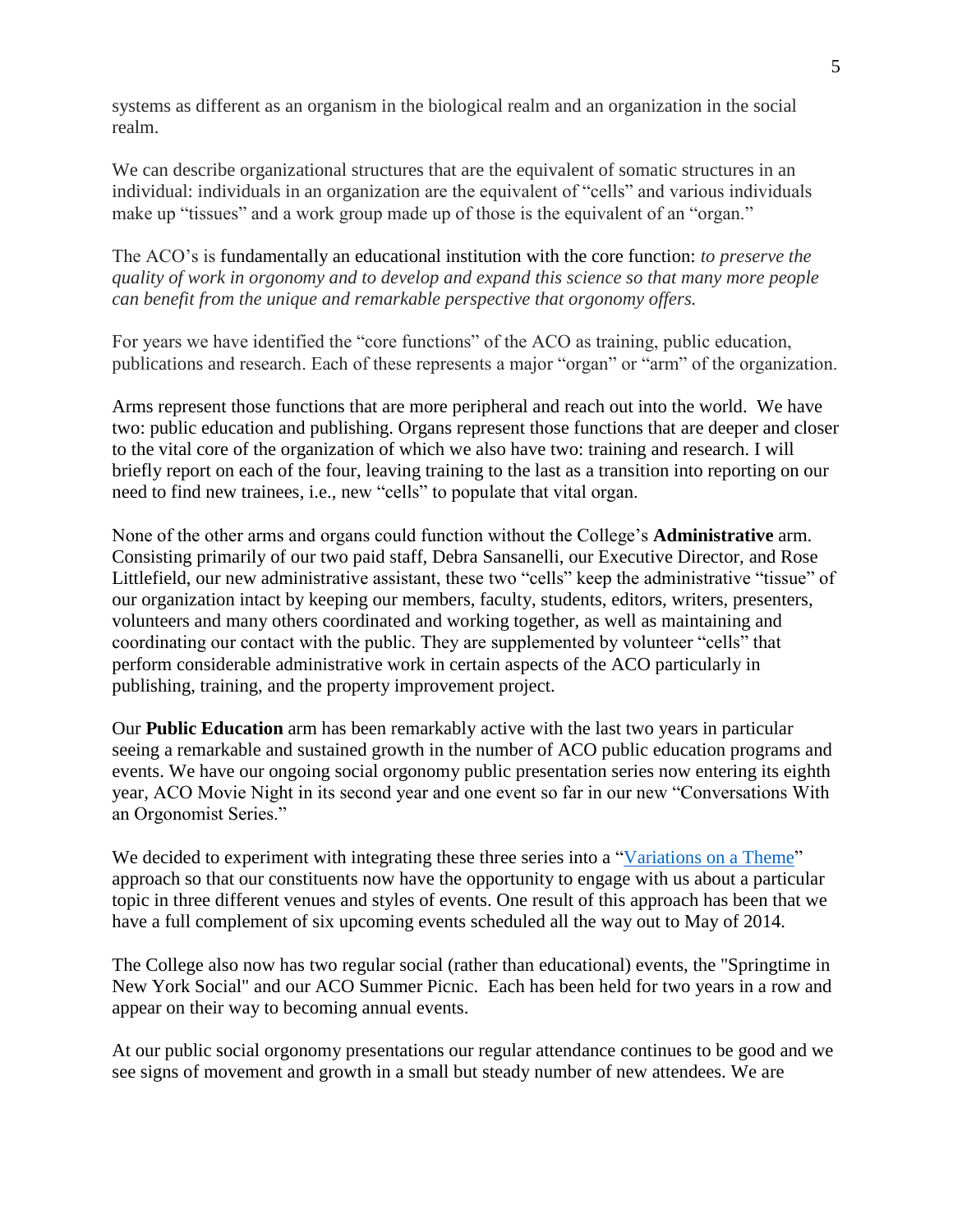systems as different as an organism in the biological realm and an organization in the social realm.

We can describe organizational structures that are the equivalent of somatic structures in an individual: individuals in an organization are the equivalent of "cells" and various individuals make up "tissues" and a work group made up of those is the equivalent of an "organ."

The ACO's is fundamentally an educational institution with the core function: *to preserve the quality of work in orgonomy and to develop and expand this science so that many more people can benefit from the unique and remarkable perspective that orgonomy offers.*

For years we have identified the "core functions" of the ACO as training, public education, publications and research. Each of these represents a major "organ" or "arm" of the organization.

Arms represent those functions that are more peripheral and reach out into the world. We have two: public education and publishing. Organs represent those functions that are deeper and closer to the vital core of the organization of which we also have two: training and research. I will briefly report on each of the four, leaving training to the last as a transition into reporting on our need to find new trainees, i.e., new "cells" to populate that vital organ.

None of the other arms and organs could function without the College's **Administrative** arm. Consisting primarily of our two paid staff, Debra Sansanelli, our Executive Director, and Rose Littlefield, our new administrative assistant, these two "cells" keep the administrative "tissue" of our organization intact by keeping our members, faculty, students, editors, writers, presenters, volunteers and many others coordinated and working together, as well as maintaining and coordinating our contact with the public. They are supplemented by volunteer "cells" that perform considerable administrative work in certain aspects of the ACO particularly in publishing, training, and the property improvement project.

Our **Public Education** arm has been remarkably active with the last two years in particular seeing a remarkable and sustained growth in the number of ACO public education programs and events. We have our ongoing social orgonomy public presentation series now entering its eighth year, ACO Movie Night in its second year and one event so far in our new "Conversations With an Orgonomist Series."

We decided to experiment with integrating these three series into a "Variations on a Theme" approach so that our constituents now have the opportunity to engage with us about a particular topic in three different venues and styles of events. One result of this approach has been that we have a full complement of six upcoming events scheduled all the way out to May of 2014.

The College also now has two regular social (rather than educational) events, the "Springtime in New York Social" and our ACO Summer Picnic. Each has been held for two years in a row and appear on their way to becoming annual events.

At our public social orgonomy presentations our regular attendance continues to be good and we see signs of movement and growth in a small but steady number of new attendees. We are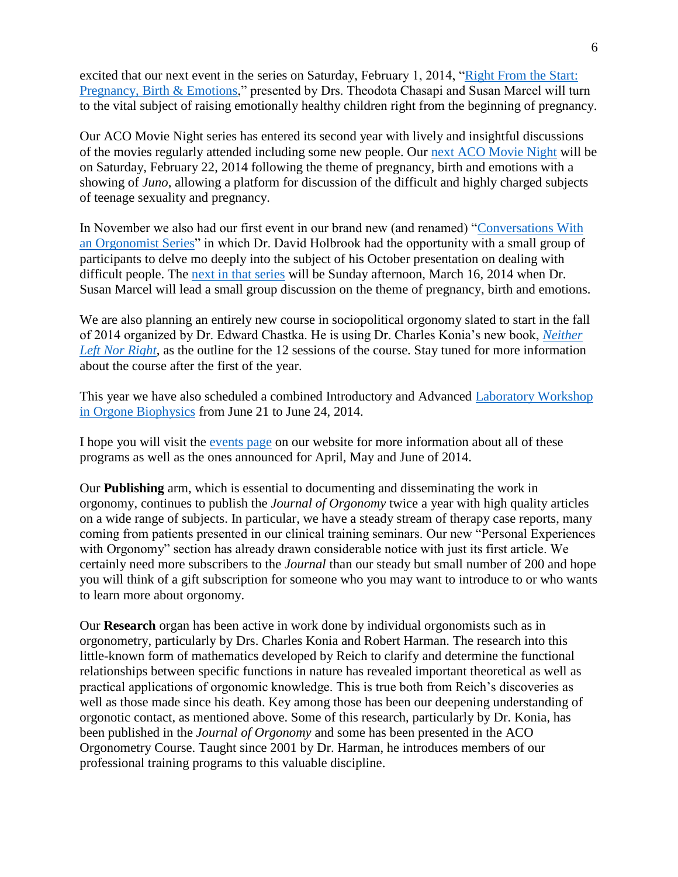excited that our next event in the series on Saturday, February 1, 2014, "Right From the Start: Pregnancy, Birth & Emotions," presented by Drs. Theodota Chasapi and Susan Marcel will turn to the vital subject of raising emotionally healthy children right from the beginning of pregnancy.

Our ACO Movie Night series has entered its second year with lively and insightful discussions of the movies regularly attended including some new people. Our next ACO Movie Night will be on Saturday, February 22, 2014 following the theme of pregnancy, birth and emotions with a showing of *Juno*, allowing a platform for discussion of the difficult and highly charged subjects of teenage sexuality and pregnancy.

In November we also had our first event in our brand new (and renamed) "Conversations With an Orgonomist Series" in which Dr. David Holbrook had the opportunity with a small group of participants to delve mo deeply into the subject of his October presentation on dealing with difficult people. The next in that series will be Sunday afternoon, March 16, 2014 when Dr. Susan Marcel will lead a small group discussion on the theme of pregnancy, birth and emotions.

We are also planning an entirely new course in sociopolitical orgonomy slated to start in the fall of 2014 organized by Dr. Edward Chastka. He is using Dr. Charles Konia's new book, *Neither Left Nor Right*, as the outline for the 12 sessions of the course. Stay tuned for more information about the course after the first of the year.

This year we have also scheduled a combined Introductory and Advanced Laboratory Workshop in Orgone Biophysics from June 21 to June 24, 2014.

I hope you will visit the events page on our website for more information about all of these programs as well as the ones announced for April, May and June of 2014.

Our **Publishing** arm, which is essential to documenting and disseminating the work in orgonomy, continues to publish the *Journal of Orgonomy* twice a year with high quality articles on a wide range of subjects. In particular, we have a steady stream of therapy case reports, many coming from patients presented in our clinical training seminars. Our new "Personal Experiences with Orgonomy" section has already drawn considerable notice with just its first article. We certainly need more subscribers to the *Journal* than our steady but small number of 200 and hope you will think of a gift subscription for someone who you may want to introduce to or who wants to learn more about orgonomy.

Our **Research** organ has been active in work done by individual orgonomists such as in orgonometry, particularly by Drs. Charles Konia and Robert Harman. The research into this little-known form of mathematics developed by Reich to clarify and determine the functional relationships between specific functions in nature has revealed important theoretical as well as practical applications of orgonomic knowledge. This is true both from Reich's discoveries as well as those made since his death. Key among those has been our deepening understanding of orgonotic contact, as mentioned above. Some of this research, particularly by Dr. Konia, has been published in the *Journal of Orgonomy* and some has been presented in the ACO Orgonometry Course. Taught since 2001 by Dr. Harman, he introduces members of our professional training programs to this valuable discipline.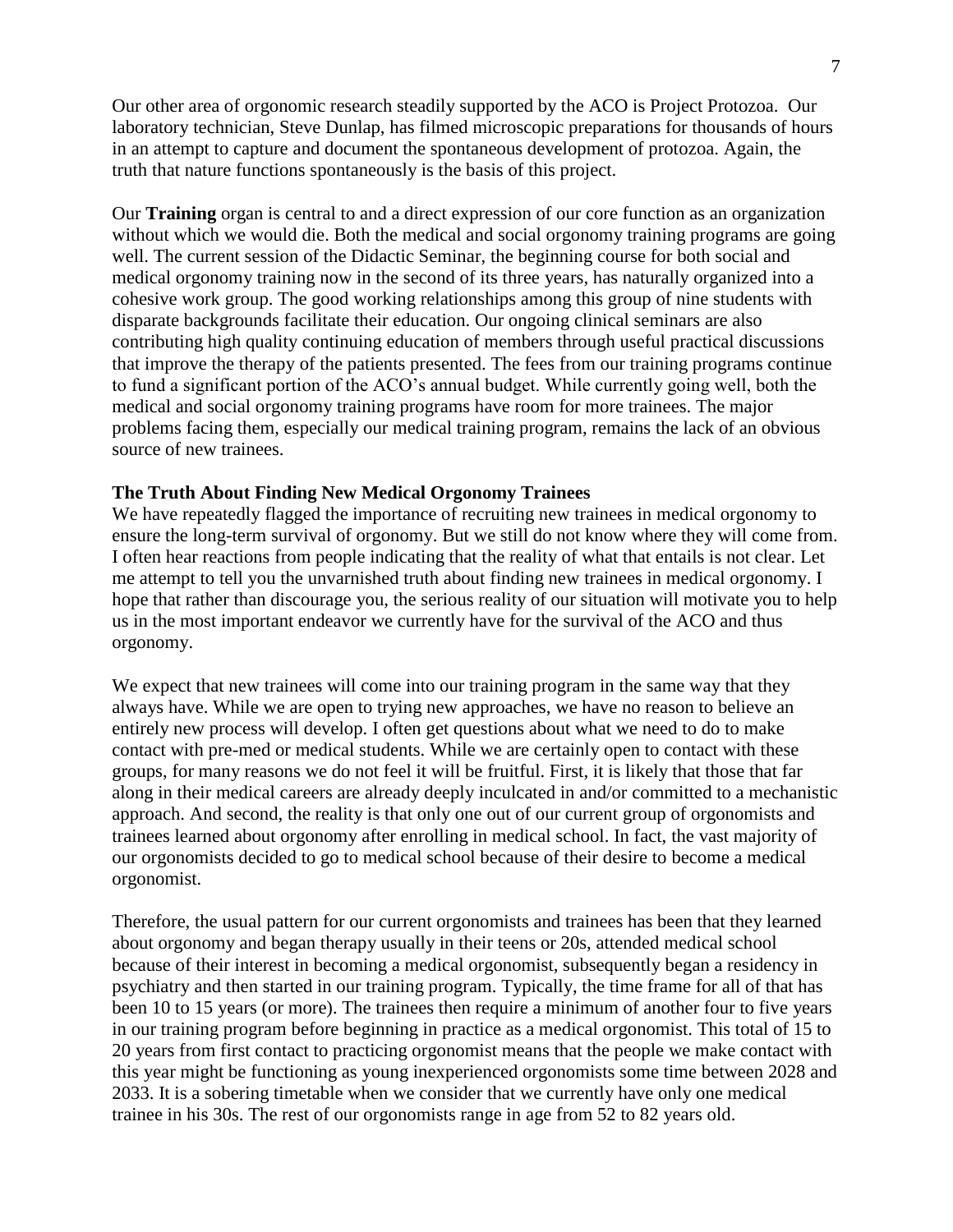Our other area of orgonomic research steadily supported by the ACO is Project Protozoa. Our laboratory technician, Steve Dunlap, has filmed microscopic preparations for thousands of hours in an attempt to capture and document the spontaneous development of protozoa. Again, the truth that nature functions spontaneously is the basis of this project.

Our **Training** organ is central to and a direct expression of our core function as an organization without which we would die. Both the medical and social orgonomy training programs are going well. The current session of the Didactic Seminar, the beginning course for both social and medical orgonomy training now in the second of its three years, has naturally organized into a cohesive work group. The good working relationships among this group of nine students with disparate backgrounds facilitate their education. Our ongoing clinical seminars are also contributing high quality continuing education of members through useful practical discussions that improve the therapy of the patients presented. The fees from our training programs continue to fund a significant portion of the ACO's annual budget. While currently going well, both the medical and social orgonomy training programs have room for more trainees. The major problems facing them, especially our medical training program, remains the lack of an obvious source of new trainees.

**The Truth About Finding New Medical Orgonomy Trainees**

We have repeatedly flagged the importance of recruiting new trainees in medical orgonomy to ensure the long-term survival of orgonomy. But we still do not know where they will come from. I often hear reactions from people indicating that the reality of what that entails is not clear. Let me attempt to tell you the unvarnished truth about finding new trainees in medical orgonomy. I hope that rather than discourage you, the serious reality of our situation will motivate you to help us in the most important endeavor we currently have for the survival of the ACO and thus orgonomy.

We expect that new trainees will come into our training program in the same way that they always have. While we are open to trying new approaches, we have no reason to believe an entirely new process will develop. I often get questions about what we need to do to make contact with pre-med or medical students. While we are certainly open to contact with these groups, for many reasons we do not feel it will be fruitful. First, it is likely that those that far along in their medical careers are already deeply inculcated in and/or committed to a mechanistic approach. And second, the reality is that only one out of our current group of orgonomists and trainees learned about orgonomy after enrolling in medical school. In fact, the vast majority of our orgonomists decided to go to medical school because of their desire to become a medical orgonomist.

Therefore, the usual pattern for our current orgonomists and trainees has been that they learned about orgonomy and began therapy usually in their teens or 20s, attended medical school because of their interest in becoming a medical orgonomist, subsequently began a residency in psychiatry and then started in our training program. Typically, the time frame for all of that has been 10 to 15 years (or more). The trainees then require a minimum of another four to five years in our training program before beginning in practice as a medical orgonomist. This total of 15 to 20 years from first contact to practicing orgonomist means that the people we make contact with this year might be functioning as young inexperienced orgonomists some time between 2028 and 2033. It is a sobering timetable when we consider that we currently have only one medical trainee in his 30s. The rest of our orgonomists range in age from 52 to 82 years old.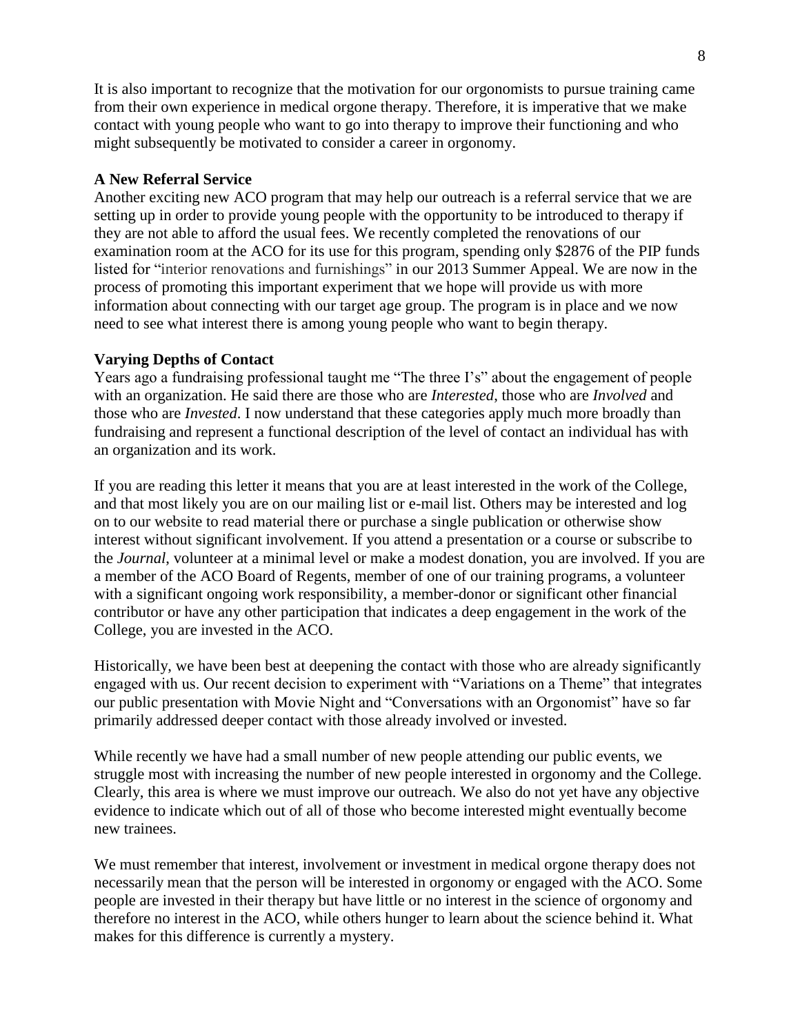It is also important to recognize that the motivation for our orgonomists to pursue training came from their own experience in medical orgone therapy. Therefore, it is imperative that we make contact with young people who want to go into therapy to improve their functioning and who might subsequently be motivated to consider a career in orgonomy.

**A New Referral Service**

Another exciting new ACO program that may help our outreach is a referral service that we are setting up in order to provide young people with the opportunity to be introduced to therapy if they are not able to afford the usual fees. We recently completed the renovations of our examination room at the ACO for its use for this program, spending only $2876 of the PIP funds listed for "interior renovations and furnishings" in our 2013 Summer Appeal. We are now in the process of promoting this important experiment that we hope will provide us with more information about connecting with our target age group. The program is in place and we now need to see what interest there is among young people who want to begin therapy.

**Varying Depths of Contact**

Years ago a fundraising professional taught me "The three I's" about the engagement of people with an organization. He said there are those who are *Interested*, those who are *Involved* and those who are *Invested*. I now understand that these categories apply much more broadly than fundraising and represent a functional description of the level of contact an individual has with an organization and its work.

If you are reading this letter it means that you are at least interested in the work of the College, and that most likely you are on our mailing list or e-mail list. Others may be interested and log on to our website to read material there or purchase a single publication or otherwise show interest without significant involvement. If you attend a presentation or a course or subscribe to the *Journal*, volunteer at a minimal level or make a modest donation, you are involved. If you are a member of the ACO Board of Regents, member of one of our training programs, a volunteer with a significant ongoing work responsibility, a member-donor or significant other financial contributor or have any other participation that indicates a deep engagement in the work of the College, you are invested in the ACO.

Historically, we have been best at deepening the contact with those who are already significantly engaged with us. Our recent decision to experiment with "Variations on a Theme" that integrates our public presentation with Movie Night and "Conversations with an Orgonomist" have so far primarily addressed deeper contact with those already involved or invested.

While recently we have had a small number of new people attending our public events, we struggle most with increasing the number of new people interested in orgonomy and the College. Clearly, this area is where we must improve our outreach. We also do not yet have any objective evidence to indicate which out of all of those who become interested might eventually become new trainees.

We must remember that interest, involvement or investment in medical orgone therapy does not necessarily mean that the person will be interested in orgonomy or engaged with the ACO. Some people are invested in their therapy but have little or no interest in the science of orgonomy and therefore no interest in the ACO, while others hunger to learn about the science behind it. What makes for this difference is currently a mystery.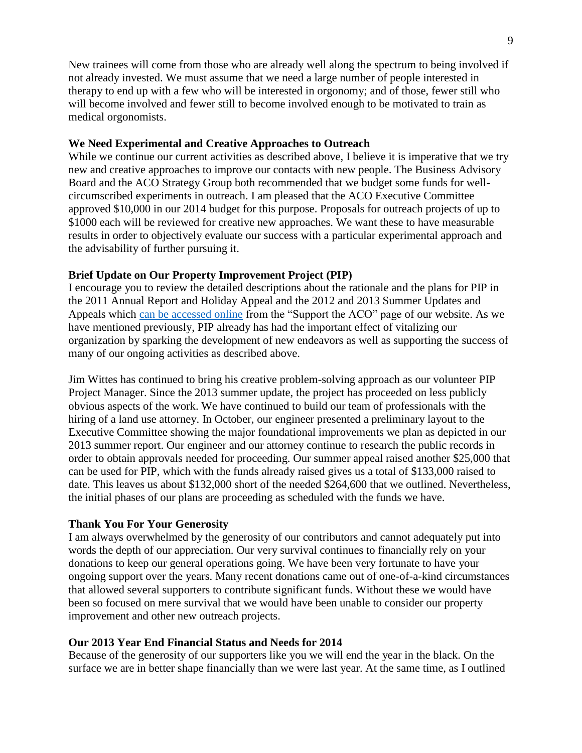New trainees will come from those who are already well along the spectrum to being involved if not already invested. We must assume that we need a large number of people interested in therapy to end up with a few who will be interested in orgonomy; and of those, fewer still who will become involved and fewer still to become involved enough to be motivated to train as medical orgonomists.

**We Need Experimental and Creative Approaches to Outreach**

While we continue our current activities as described above, I believe it is imperative that we try new and creative approaches to improve our contacts with new people. The Business Advisory Board and the ACO Strategy Group both recommended that we budget some funds for well-circumscribed experiments in outreach. I am pleased that the ACO Executive Committee approved $10,000 in our 2014 budget for this purpose. Proposals for outreach projects of up to $1000 each will be reviewed for creative new approaches. We want these to have measurable results in order to objectively evaluate our success with a particular experimental approach and the advisability of further pursuing it.

**Brief Update on Our Property Improvement Project (PIP)**

I encourage you to review the detailed descriptions about the rationale and the plans for PIP in the 2011 Annual Report and Holiday Appeal and the 2012 and 2013 Summer Updates and Appeals which can be accessed online from the "Support the ACO" page of our website. As we have mentioned previously, PIP already has had the important effect of vitalizing our organization by sparking the development of new endeavors as well as supporting the success of many of our ongoing activities as described above.

Jim Wittes has continued to bring his creative problem-solving approach as our volunteer PIP Project Manager. Since the 2013 summer update, the project has proceeded on less publicly obvious aspects of the work. We have continued to build our team of professionals with the hiring of a land use attorney. In October, our engineer presented a preliminary layout to the Executive Committee showing the major foundational improvements we plan as depicted in our 2013 summer report. Our engineer and our attorney continue to research the public records in order to obtain approvals needed for proceeding. Our summer appeal raised another $25,000 that can be used for PIP, which with the funds already raised gives us a total of $133,000 raised to date. This leaves us about $132,000 short of the needed $264,600 that we outlined. Nevertheless, the initial phases of our plans are proceeding as scheduled with the funds we have.

**Thank You For Your Generosity**

I am always overwhelmed by the generosity of our contributors and cannot adequately put into words the depth of our appreciation. Our very survival continues to financially rely on your donations to keep our general operations going. We have been very fortunate to have your ongoing support over the years. Many recent donations came out of one-of-a-kind circumstances that allowed several supporters to contribute significant funds. Without these we would have been so focused on mere survival that we would have been unable to consider our property improvement and other new outreach projects.

**Our 2013 Year End Financial Status and Needs for 2014**

Because of the generosity of our supporters like you we will end the year in the black. On the surface we are in better shape financially than we were last year. At the same time, as I outlined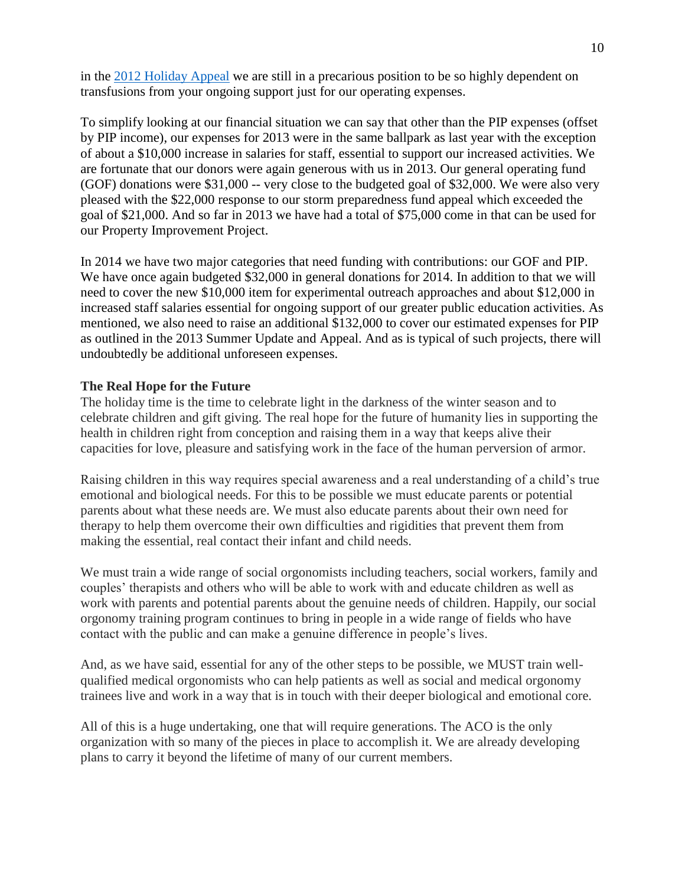in the [2012 Holiday Appeal] we are still in a precarious position to be so highly dependent on transfusions from your ongoing support just for our operating expenses.

To simplify looking at our financial situation we can say that other than the PIP expenses (offset by PIP income), our expenses for 2013 were in the same ballpark as last year with the exception of about a $10,000 increase in salaries for staff, essential to support our increased activities. We are fortunate that our donors were again generous with us in 2013. Our general operating fund (GOF) donations were $31,000 -- very close to the budgeted goal of $32,000. We were also very pleased with the $22,000 response to our storm preparedness fund appeal which exceeded the goal of $21,000. And so far in 2013 we have had a total of $75,000 come in that can be used for our Property Improvement Project.

In 2014 we have two major categories that need funding with contributions: our GOF and PIP. We have once again budgeted $32,000 in general donations for 2014. In addition to that we will need to cover the new $10,000 item for experimental outreach approaches and about $12,000 in increased staff salaries essential for ongoing support of our greater public education activities. As mentioned, we also need to raise an additional $132,000 to cover our estimated expenses for PIP as outlined in the 2013 Summer Update and Appeal. And as is typical of such projects, there will undoubtedly be additional unforeseen expenses.

**The Real Hope for the Future**

The holiday time is the time to celebrate light in the darkness of the winter season and to celebrate children and gift giving. The real hope for the future of humanity lies in supporting the health in children right from conception and raising them in a way that keeps alive their capacities for love, pleasure and satisfying work in the face of the human perversion of armor.

Raising children in this way requires special awareness and a real understanding of a child's true emotional and biological needs. For this to be possible we must educate parents or potential parents about what these needs are. We must also educate parents about their own need for therapy to help them overcome their own difficulties and rigidities that prevent them from making the essential, real contact their infant and child needs.

We must train a wide range of social orgonomists including teachers, social workers, family and couples' therapists and others who will be able to work with and educate children as well as work with parents and potential parents about the genuine needs of children. Happily, our social orgonomy training program continues to bring in people in a wide range of fields who have contact with the public and can make a genuine difference in people's lives.

And, as we have said, essential for any of the other steps to be possible, we MUST train well-qualified medical orgonomists who can help patients as well as social and medical orgonomy trainees live and work in a way that is in touch with their deeper biological and emotional core.

All of this is a huge undertaking, one that will require generations. The ACO is the only organization with so many of the pieces in place to accomplish it. We are already developing plans to carry it beyond the lifetime of many of our current members.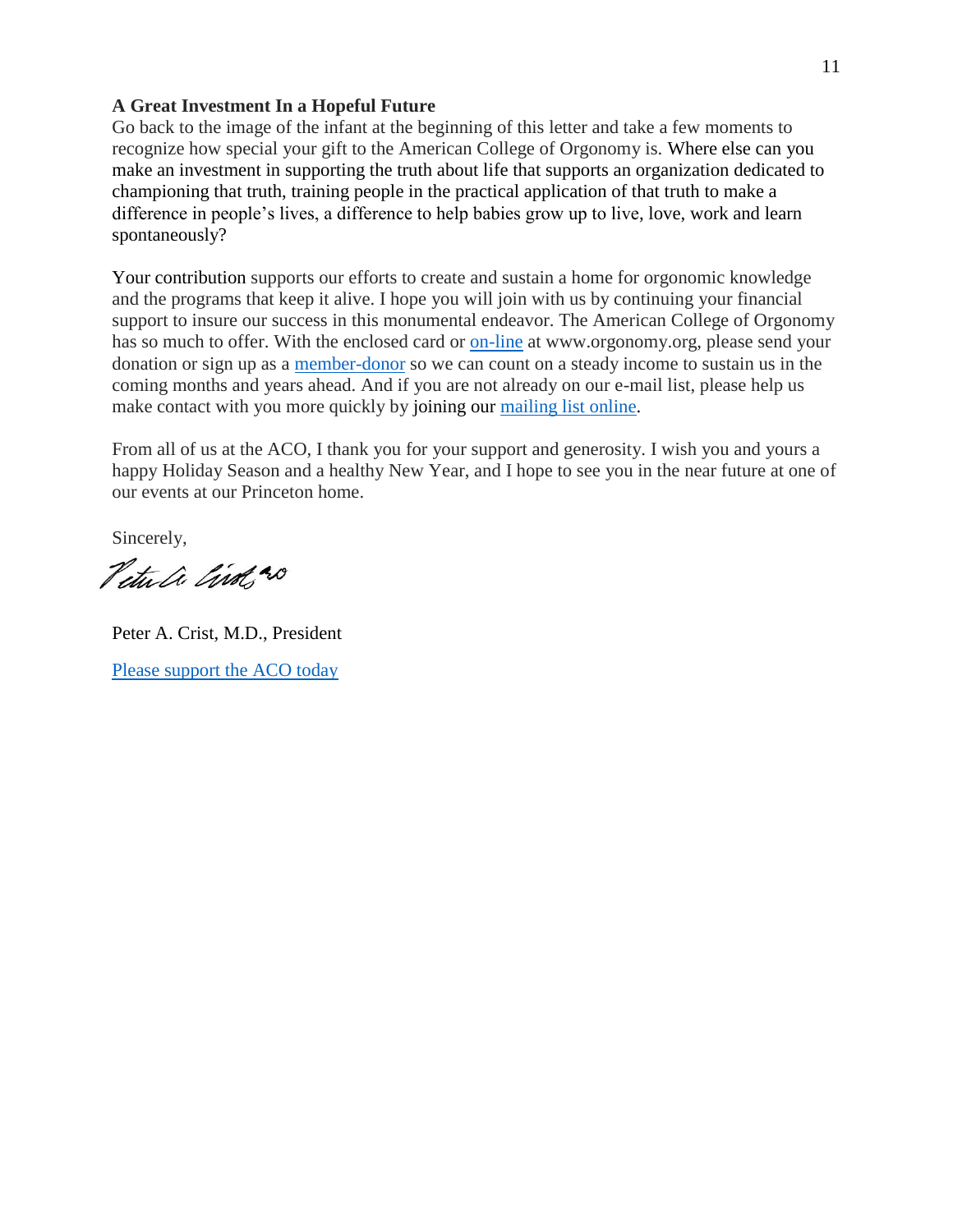**A Great Investment In a Hopeful Future**

Go back to the image of the infant at the beginning of this letter and take a few moments to recognize how special your gift to the American College of Orgonomy is. Where else can you make an investment in supporting the truth about life that supports an organization dedicated to championing that truth, training people in the practical application of that truth to make a difference in people's lives, a difference to help babies grow up to live, love, work and learn spontaneously?

Your contribution supports our efforts to create and sustain a home for orgonomic knowledge and the programs that keep it alive. I hope you will join with us by continuing your financial support to insure our success in this monumental endeavor. The American College of Orgonomy has so much to offer. With the enclosed card or on-line at www.orgonomy.org, please send your donation or sign up as a member-donor so we can count on a steady income to sustain us in the coming months and years ahead. And if you are not already on our e-mail list, please help us make contact with you more quickly by joining our mailing list online.

From all of us at the ACO, I thank you for your support and generosity. I wish you and yours a happy Holiday Season and a healthy New Year, and I hope to see you in the near future at one of our events at our Princeton home.

Sincerely,

Peter A. Crist, M.D., President

Please support the ACO today